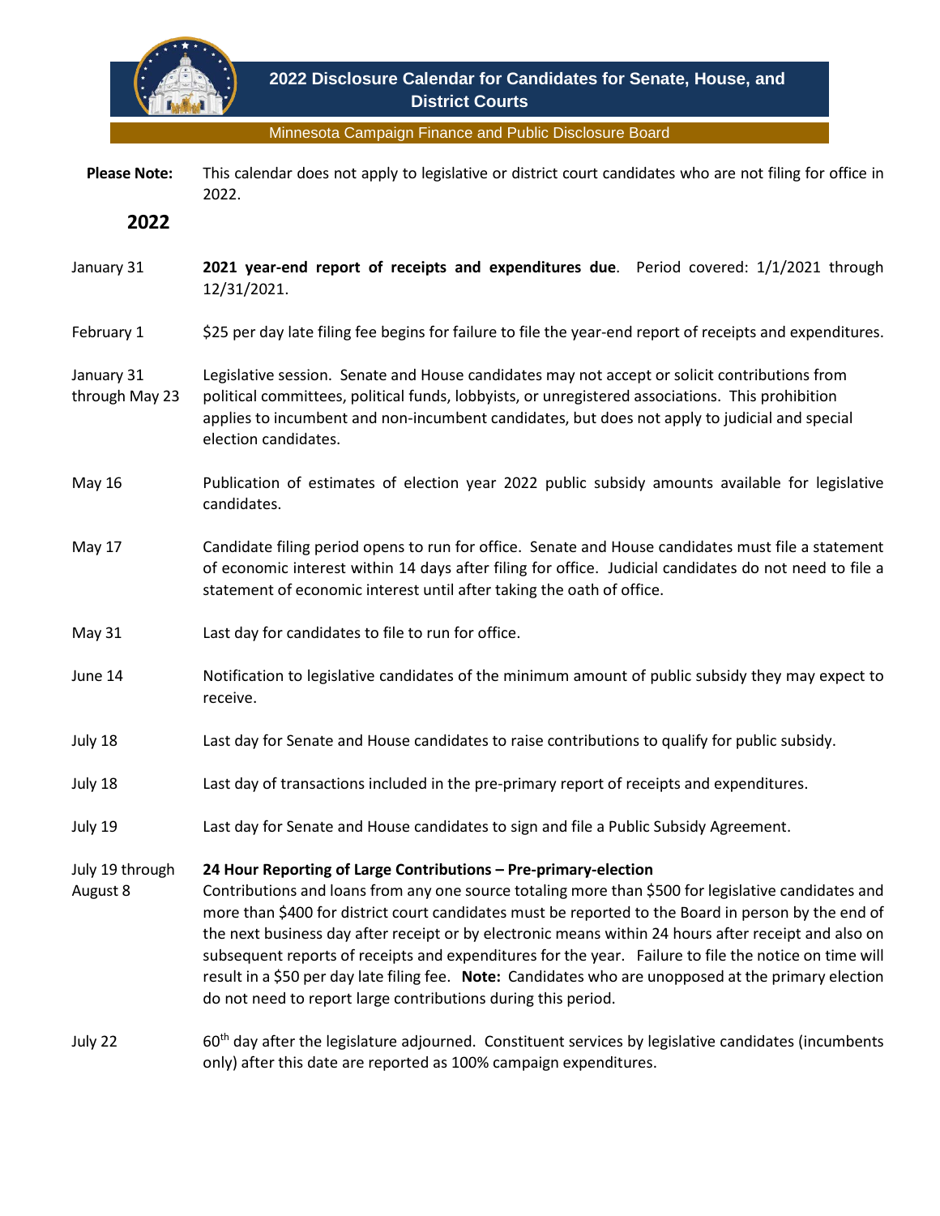# 2022 Disclosure Calendar for Candidates for Senate, House, and District Courts

Minnesota Campaign Finance and Public Disclosure Board

**Please Note:** This calendar does not apply to legislative or district court candidates who are not filing for office in 2022.

## 2022

| Date | Event |
| --- | --- |
| January 31 | **2021 year-end report of receipts and expenditures due**. Period covered: 1/1/2021 through 12/31/2021. |
| February 1 | $25 per day late filing fee begins for failure to file the year-end report of receipts and expenditures. |
| January 31 through May 23 | Legislative session. Senate and House candidates may not accept or solicit contributions from political committees, political funds, lobbyists, or unregistered associations. This prohibition applies to incumbent and non-incumbent candidates, but does not apply to judicial and special election candidates. |
| May 16 | Publication of estimates of election year 2022 public subsidy amounts available for legislative candidates. |
| May 17 | Candidate filing period opens to run for office. Senate and House candidates must file a statement of economic interest within 14 days after filing for office. Judicial candidates do not need to file a statement of economic interest until after taking the oath of office. |
| May 31 | Last day for candidates to file to run for office. |
| June 14 | Notification to legislative candidates of the minimum amount of public subsidy they may expect to receive. |
| July 18 | Last day for Senate and House candidates to raise contributions to qualify for public subsidy. |
| July 18 | Last day of transactions included in the pre-primary report of receipts and expenditures. |
| July 19 | Last day for Senate and House candidates to sign and file a Public Subsidy Agreement. |
| July 19 through August 8 | **24 Hour Reporting of Large Contributions – Pre-primary-election** Contributions and loans from any one source totaling more than $500 for legislative candidates and more than $400 for district court candidates must be reported to the Board in person by the end of the next business day after receipt or by electronic means within 24 hours after receipt and also on subsequent reports of receipts and expenditures for the year. Failure to file the notice on time will result in a $50 per day late filing fee. **Note:** Candidates who are unopposed at the primary election do not need to report large contributions during this period. |
| July 22 | 60th day after the legislature adjourned. Constituent services by legislative candidates (incumbents only) after this date are reported as 100% campaign expenditures. |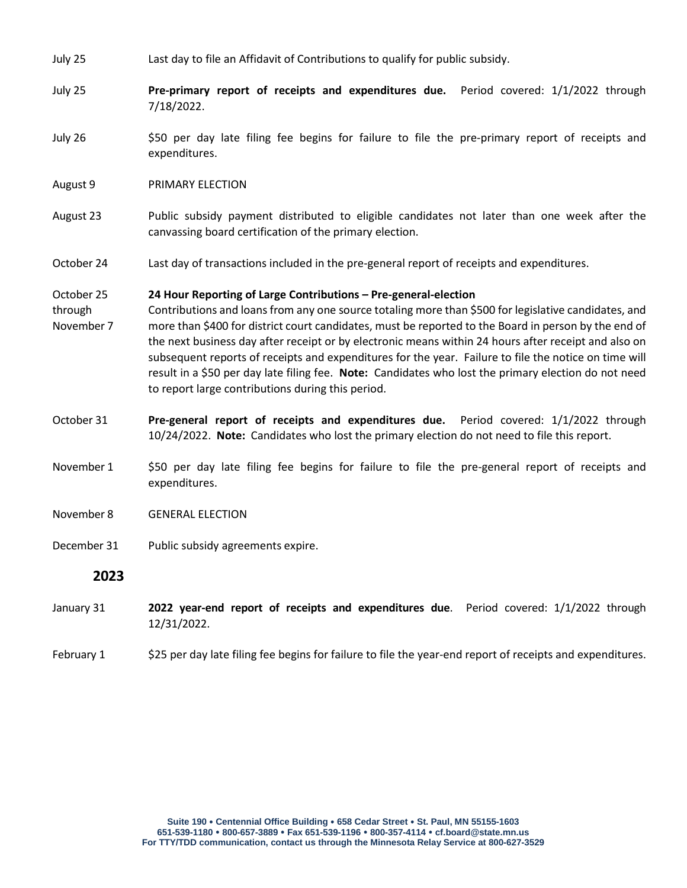| | |
|---|---|
| July 25 | Last day to file an Affidavit of Contributions to qualify for public subsidy. |
| July 25 | **Pre-primary report of receipts and expenditures due.** Period covered: 1/1/2022 through 7/18/2022. |
| July 26 | $50 per day late filing fee begins for failure to file the pre-primary report of receipts and expenditures. |
| August 9 | PRIMARY ELECTION |
| August 23 | Public subsidy payment distributed to eligible candidates not later than one week after the canvassing board certification of the primary election. |
| October 24 | Last day of transactions included in the pre-general report of receipts and expenditures. |
| October 25 through November 7 | **24 Hour Reporting of Large Contributions – Pre-general-election** Contributions and loans from any one source totaling more than $500 for legislative candidates, and more than $400 for district court candidates, must be reported to the Board in person by the end of the next business day after receipt or by electronic means within 24 hours after receipt and also on subsequent reports of receipts and expenditures for the year. Failure to file the notice on time will result in a $50 per day late filing fee. **Note:** Candidates who lost the primary election do not need to report large contributions during this period. |
| October 31 | **Pre-general report of receipts and expenditures due.** Period covered: 1/1/2022 through 10/24/2022. **Note:** Candidates who lost the primary election do not need to file this report. |
| November 1 | $50 per day late filing fee begins for failure to file the pre-general report of receipts and expenditures. |
| November 8 | GENERAL ELECTION |
| December 31 | Public subsidy agreements expire. |

## 2023

| | |
|---|---|
| January 31 | **2022 year-end report of receipts and expenditures due**. Period covered: 1/1/2022 through 12/31/2022. |
| February 1 | $25 per day late filing fee begins for failure to file the year-end report of receipts and expenditures. |

Suite 190 • Centennial Office Building • 658 Cedar Street • St. Paul, MN 55155-1603
651-539-1180 • 800-657-3889 • Fax 651-539-1196 • 800-357-4114 • cf.board@state.mn.us
For TTY/TDD communication, contact us through the Minnesota Relay Service at 800-627-3529